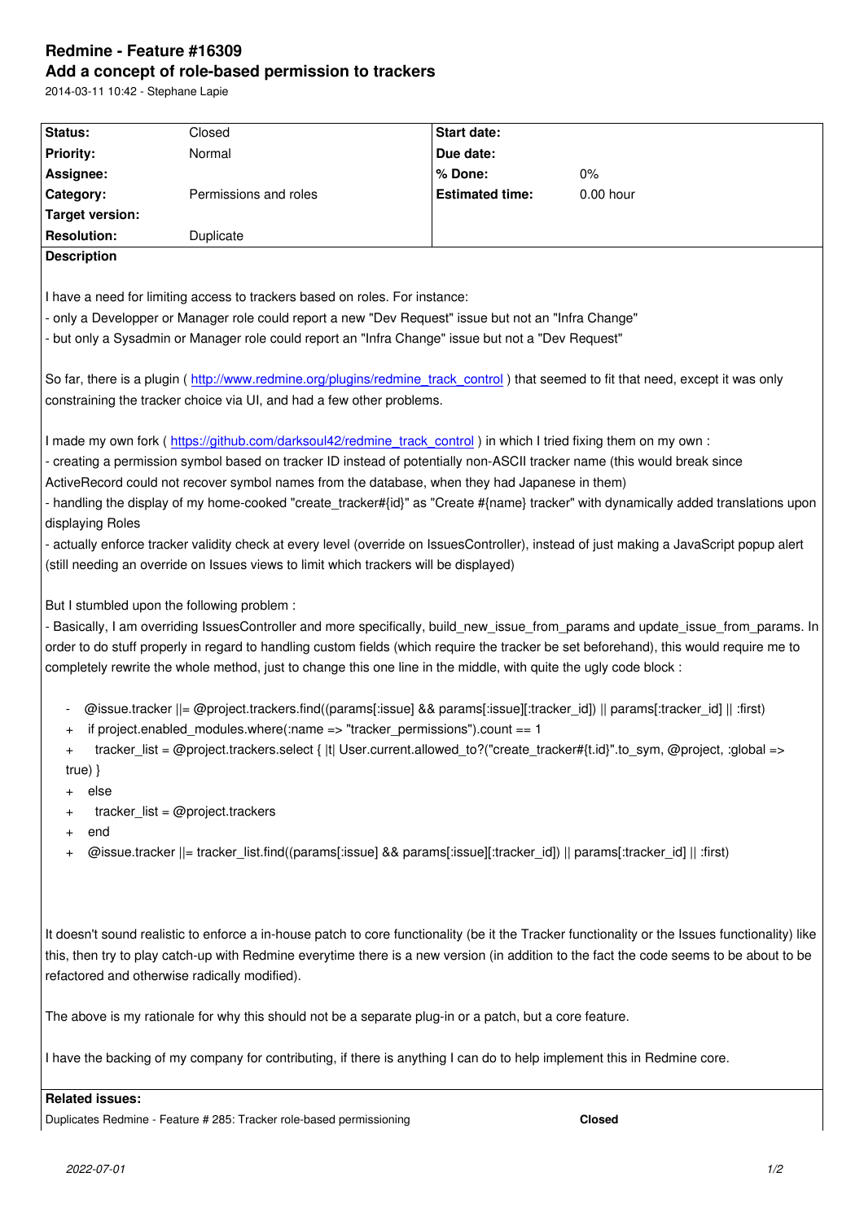# Redmine - Feature #16309

## Add a concept of role-based permission to trackers

2014-03-11 10:42 - Stephane Lapie

| Status: | Closed | Start date: | |
|---|---|---|---|
| Priority: | Normal | Due date: | |
| Assignee: | | % Done: | 0% |
| Category: | Permissions and roles | Estimated time: | 0.00 hour |
| Target version: | | | |
| Resolution: | Duplicate | | |

**Description**

I have a need for limiting access to trackers based on roles. For instance:
- only a Developper or Manager role could report a new "Dev Request" issue but not an "Infra Change"
- but only a Sysadmin or Manager role could report an "Infra Change" issue but not a "Dev Request"

So far, there is a plugin ( http://www.redmine.org/plugins/redmine_track_control ) that seemed to fit that need, except it was only constraining the tracker choice via UI, and had a few other problems.

I made my own fork ( https://github.com/darksoul42/redmine_track_control ) in which I tried fixing them on my own :
- creating a permission symbol based on tracker ID instead of potentially non-ASCII tracker name (this would break since ActiveRecord could not recover symbol names from the database, when they had Japanese in them)
- handling the display of my home-cooked "create_tracker#{id}" as "Create #{name} tracker" with dynamically added translations upon displaying Roles
- actually enforce tracker validity check at every level (override on IssuesController), instead of just making a JavaScript popup alert (still needing an override on Issues views to limit which trackers will be displayed)

But I stumbled upon the following problem :
- Basically, I am overriding IssuesController and more specifically, build_new_issue_from_params and update_issue_from_params. In order to do stuff properly in regard to handling custom fields (which require the tracker be set beforehand), this would require me to completely rewrite the whole method, just to change this one line in the middle, with quite the ugly code block :

```
-   @issue.tracker ||= @project.trackers.find((params[:issue] && params[:issue][:tracker_id]) || params[:tracker_id] || :first)
+   if project.enabled_modules.where(:name => "tracker_permissions").count == 1
+     tracker_list = @project.trackers.select { |t| User.current.allowed_to?("create_tracker#{t.id}".to_sym, @project, :global => true) }
+   else
+     tracker_list = @project.trackers
+   end
+   @issue.tracker ||= tracker_list.find((params[:issue] && params[:issue][:tracker_id]) || params[:tracker_id] || :first)
```

It doesn't sound realistic to enforce a in-house patch to core functionality (be it the Tracker functionality or the Issues functionality) like this, then try to play catch-up with Redmine everytime there is a new version (in addition to the fact the code seems to be about to be refactored and otherwise radically modified).

The above is my rationale for why this should not be a separate plug-in or a patch, but a core feature.

I have the backing of my company for contributing, if there is anything I can do to help implement this in Redmine core.

**Related issues:**

| | |
|---|---|
| Duplicates Redmine - Feature # 285: Tracker role-based permissioning | **Closed** |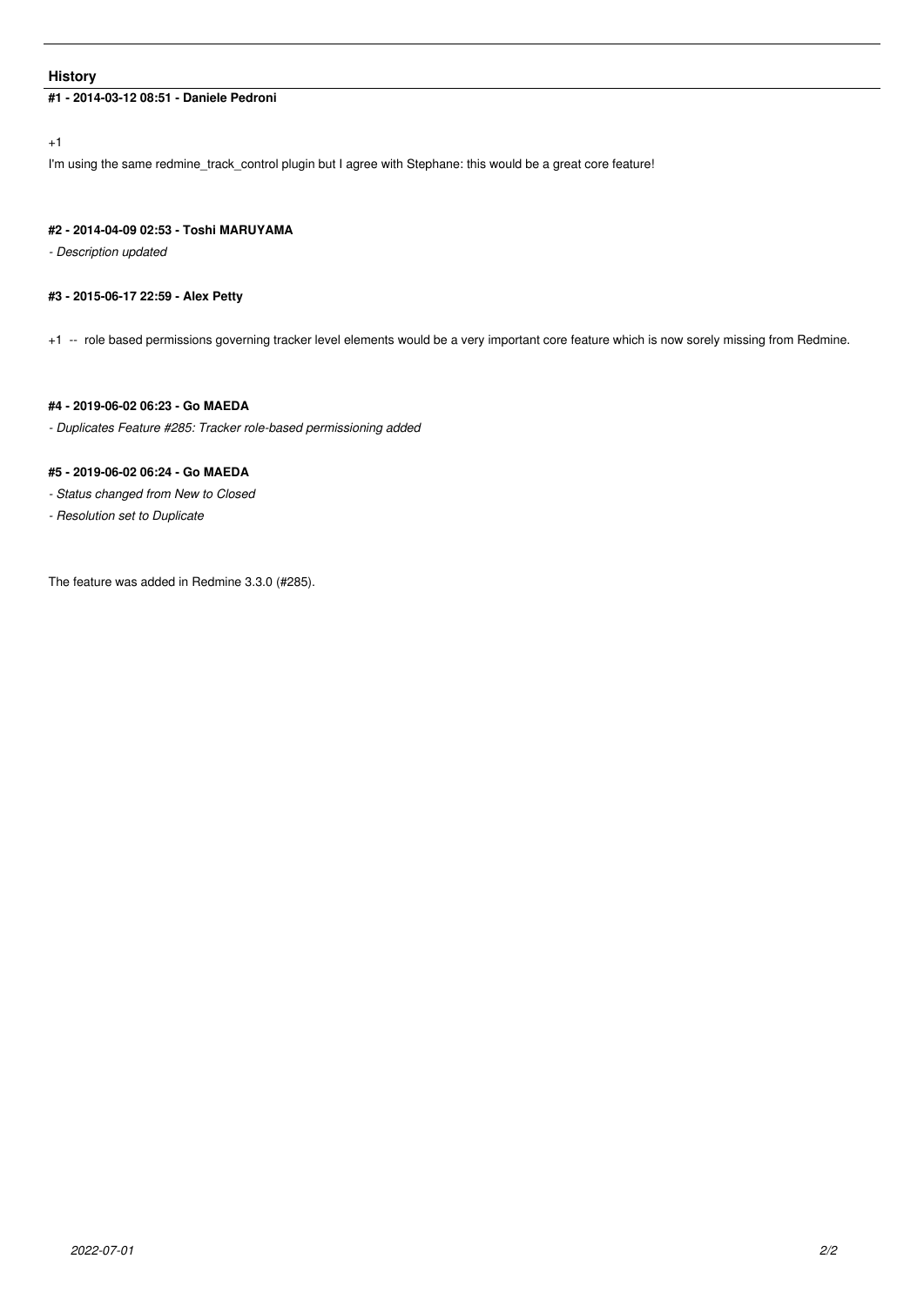## History

### #1 - 2014-03-12 08:51 - Daniele Pedroni

+1

I'm using the same redmine_track_control plugin but I agree with Stephane: this would be a great core feature!

### #2 - 2014-04-09 02:53 - Toshi MARUYAMA

*- Description updated*

### #3 - 2015-06-17 22:59 - Alex Petty

+1 -- role based permissions governing tracker level elements would be a very important core feature which is now sorely missing from Redmine.

### #4 - 2019-06-02 06:23 - Go MAEDA

*- Duplicates Feature #285: Tracker role-based permissioning added*

### #5 - 2019-06-02 06:24 - Go MAEDA

*- Status changed from New to Closed*

*- Resolution set to Duplicate*

The feature was added in Redmine 3.3.0 (#285).